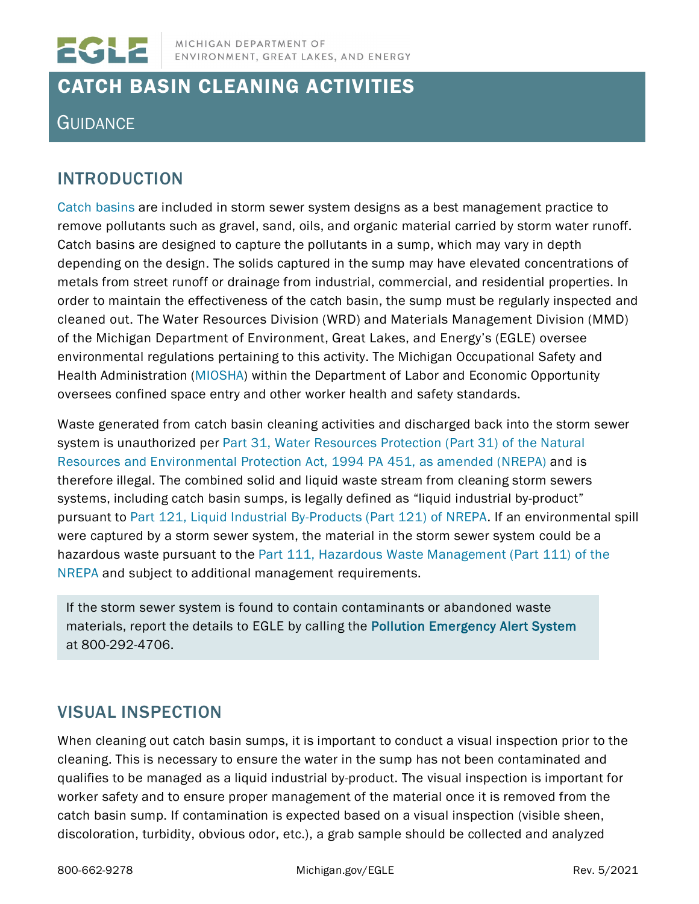MICHIGAN DEPARTMENT OF ENVIRONMENT, GREAT LAKES, AND ENERGY

# CATCH BASIN CLEANING ACTIVITIES

GUIDANCE

## INTRODUCTION

Catch basins are included in storm sewer system designs as a best management practice to remove pollutants such as gravel, sand, oils, and organic material carried by storm water runoff. Catch basins are designed to capture the pollutants in a sump, which may vary in depth depending on the design. The solids captured in the sump may have elevated concentrations of metals from street runoff or drainage from industrial, commercial, and residential properties. In order to maintain the effectiveness of the catch basin, the sump must be regularly inspected and cleaned out. The Water Resources Division (WRD) and Materials Management Division (MMD) of the Michigan Department of Environment, Great Lakes, and Energy's (EGLE) oversee environmental regulations pertaining to this activity. The Michigan Occupational Safety and Health Administration (MIOSHA) within the Department of Labor and Economic Opportunity oversees confined space entry and other worker health and safety standards.

Waste generated from catch basin cleaning activities and discharged back into the storm sewer system is unauthorized per Part 31, Water Resources Protection (Part 31) of the Natural Resources and Environmental Protection Act, 1994 PA 451, as amended (NREPA) and is therefore illegal. The combined solid and liquid waste stream from cleaning storm sewers systems, including catch basin sumps, is legally defined as "liquid industrial by-product" pursuant to Part 121, Liquid Industrial By-Products (Part 121) of NREPA. If an environmental spill were captured by a storm sewer system, the material in the storm sewer system could be a hazardous waste pursuant to the Part 111, Hazardous Waste Management (Part 111) of the NREPA and subject to additional management requirements.

> If the storm sewer system is found to contain contaminants or abandoned waste materials, report the details to EGLE by calling the **Pollution Emergency Alert System** at 800-292-4706.

## VISUAL INSPECTION

When cleaning out catch basin sumps, it is important to conduct a visual inspection prior to the cleaning. This is necessary to ensure the water in the sump has not been contaminated and qualifies to be managed as a liquid industrial by-product. The visual inspection is important for worker safety and to ensure proper management of the material once it is removed from the catch basin sump. If contamination is expected based on a visual inspection (visible sheen, discoloration, turbidity, obvious odor, etc.), a grab sample should be collected and analyzed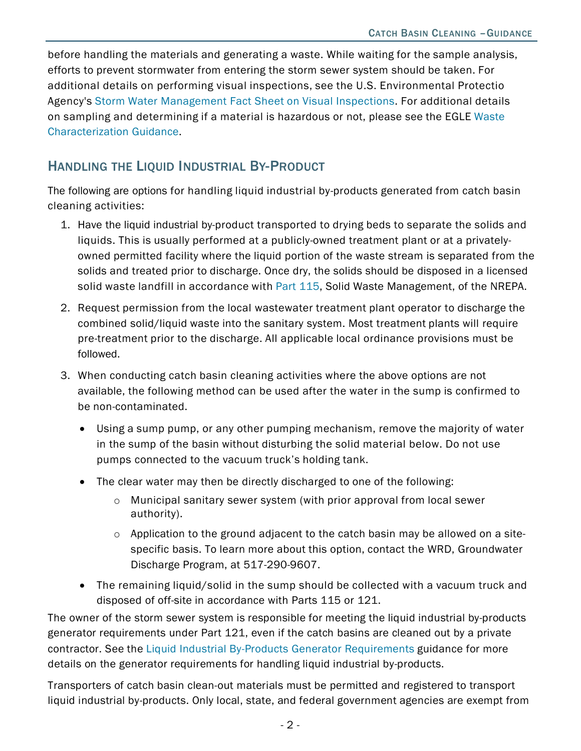before handling the materials and generating a waste. While waiting for the sample analysis, efforts to prevent stormwater from entering the storm sewer system should be taken. For additional details on performing visual inspections, see the U.S. Environmental Protectio Agency's Storm Water Management Fact Sheet on Visual Inspections. For additional details on sampling and determining if a material is hazardous or not, please see the EGLE Waste Characterization Guidance.

## Handling the Liquid Industrial By-Product

The following are options for handling liquid industrial by-products generated from catch basin cleaning activities:

1. Have the liquid industrial by-product transported to drying beds to separate the solids and liquids. This is usually performed at a publicly-owned treatment plant or at a privately-owned permitted facility where the liquid portion of the waste stream is separated from the solids and treated prior to discharge. Once dry, the solids should be disposed in a licensed solid waste landfill in accordance with Part 115, Solid Waste Management, of the NREPA.
2. Request permission from the local wastewater treatment plant operator to discharge the combined solid/liquid waste into the sanitary system. Most treatment plants will require pre-treatment prior to the discharge. All applicable local ordinance provisions must be followed.
3. When conducting catch basin cleaning activities where the above options are not available, the following method can be used after the water in the sump is confirmed to be non-contaminated.
   - Using a sump pump, or any other pumping mechanism, remove the majority of water in the sump of the basin without disturbing the solid material below. Do not use pumps connected to the vacuum truck's holding tank.
   - The clear water may then be directly discharged to one of the following:
     - Municipal sanitary sewer system (with prior approval from local sewer authority).
     - Application to the ground adjacent to the catch basin may be allowed on a site-specific basis. To learn more about this option, contact the WRD, Groundwater Discharge Program, at 517-290-9607.
   - The remaining liquid/solid in the sump should be collected with a vacuum truck and disposed of off-site in accordance with Parts 115 or 121.

The owner of the storm sewer system is responsible for meeting the liquid industrial by-products generator requirements under Part 121, even if the catch basins are cleaned out by a private contractor. See the Liquid Industrial By-Products Generator Requirements guidance for more details on the generator requirements for handling liquid industrial by-products.

Transporters of catch basin clean-out materials must be permitted and registered to transport liquid industrial by-products. Only local, state, and federal government agencies are exempt from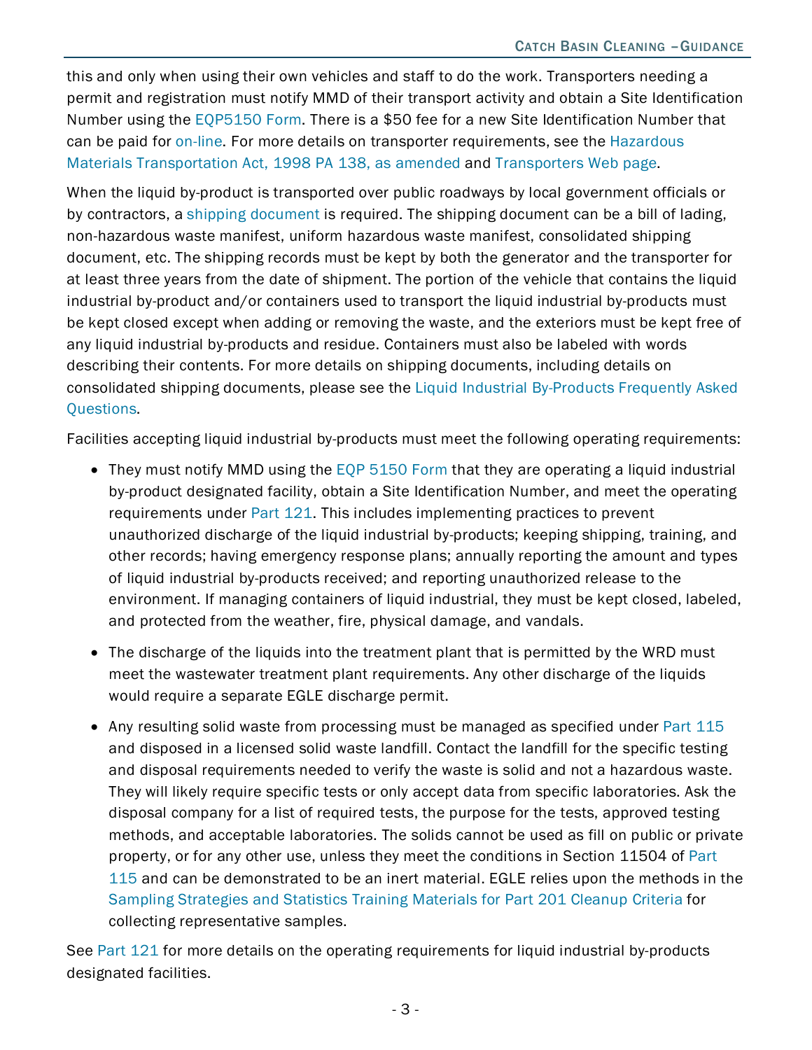this and only when using their own vehicles and staff to do the work. Transporters needing a permit and registration must notify MMD of their transport activity and obtain a Site Identification Number using the EQP5150 Form. There is a $50 fee for a new Site Identification Number that can be paid for on-line. For more details on transporter requirements, see the Hazardous Materials Transportation Act, 1998 PA 138, as amended and Transporters Web page.

When the liquid by-product is transported over public roadways by local government officials or by contractors, a shipping document is required. The shipping document can be a bill of lading, non-hazardous waste manifest, uniform hazardous waste manifest, consolidated shipping document, etc. The shipping records must be kept by both the generator and the transporter for at least three years from the date of shipment. The portion of the vehicle that contains the liquid industrial by-product and/or containers used to transport the liquid industrial by-products must be kept closed except when adding or removing the waste, and the exteriors must be kept free of any liquid industrial by-products and residue. Containers must also be labeled with words describing their contents. For more details on shipping documents, including details on consolidated shipping documents, please see the Liquid Industrial By-Products Frequently Asked Questions.

Facilities accepting liquid industrial by-products must meet the following operating requirements:

- They must notify MMD using the EQP 5150 Form that they are operating a liquid industrial by-product designated facility, obtain a Site Identification Number, and meet the operating requirements under Part 121. This includes implementing practices to prevent unauthorized discharge of the liquid industrial by-products; keeping shipping, training, and other records; having emergency response plans; annually reporting the amount and types of liquid industrial by-products received; and reporting unauthorized release to the environment. If managing containers of liquid industrial, they must be kept closed, labeled, and protected from the weather, fire, physical damage, and vandals.
- The discharge of the liquids into the treatment plant that is permitted by the WRD must meet the wastewater treatment plant requirements. Any other discharge of the liquids would require a separate EGLE discharge permit.
- Any resulting solid waste from processing must be managed as specified under Part 115 and disposed in a licensed solid waste landfill. Contact the landfill for the specific testing and disposal requirements needed to verify the waste is solid and not a hazardous waste. They will likely require specific tests or only accept data from specific laboratories. Ask the disposal company for a list of required tests, the purpose for the tests, approved testing methods, and acceptable laboratories. The solids cannot be used as fill on public or private property, or for any other use, unless they meet the conditions in Section 11504 of Part 115 and can be demonstrated to be an inert material. EGLE relies upon the methods in the Sampling Strategies and Statistics Training Materials for Part 201 Cleanup Criteria for collecting representative samples.

See Part 121 for more details on the operating requirements for liquid industrial by-products designated facilities.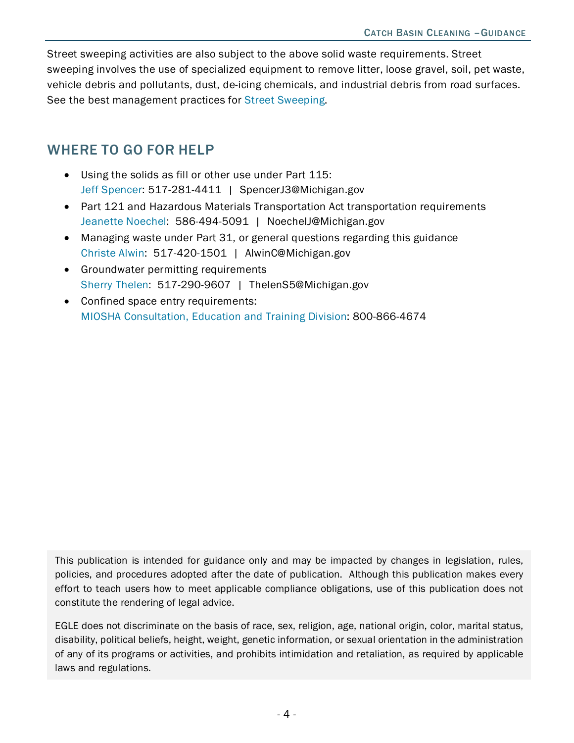Street sweeping activities are also subject to the above solid waste requirements. Street sweeping involves the use of specialized equipment to remove litter, loose gravel, soil, pet waste, vehicle debris and pollutants, dust, de-icing chemicals, and industrial debris from road surfaces. See the best management practices for Street Sweeping.

## WHERE TO GO FOR HELP

- Using the solids as fill or other use under Part 115:
  Jeff Spencer: 517-281-4411 | SpencerJ3@Michigan.gov
- Part 121 and Hazardous Materials Transportation Act transportation requirements
  Jeanette Noechel: 586-494-5091 | NoechelJ@Michigan.gov
- Managing waste under Part 31, or general questions regarding this guidance
  Christe Alwin: 517-420-1501 | AlwinC@Michigan.gov
- Groundwater permitting requirements
  Sherry Thelen: 517-290-9607 | ThelenS5@Michigan.gov
- Confined space entry requirements:
  MIOSHA Consultation, Education and Training Division: 800-866-4674

This publication is intended for guidance only and may be impacted by changes in legislation, rules, policies, and procedures adopted after the date of publication. Although this publication makes every effort to teach users how to meet applicable compliance obligations, use of this publication does not constitute the rendering of legal advice.

EGLE does not discriminate on the basis of race, sex, religion, age, national origin, color, marital status, disability, political beliefs, height, weight, genetic information, or sexual orientation in the administration of any of its programs or activities, and prohibits intimidation and retaliation, as required by applicable laws and regulations.